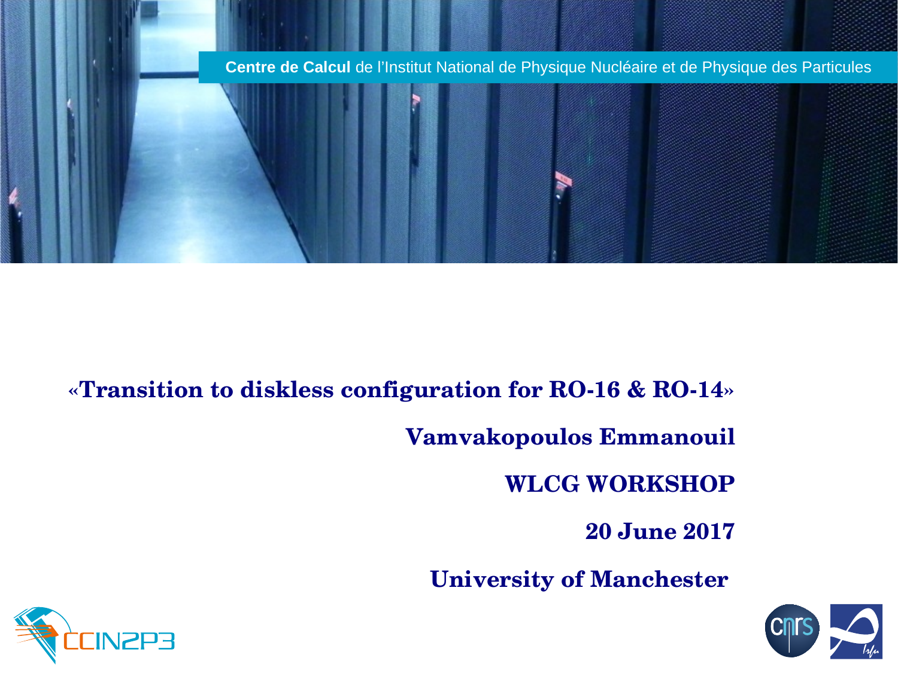**Centre de Calcul** de l’Institut National de Physique Nucléaire et de Physique des Particules

# «Transition to diskless configuration for RO-16 & RO-14»

**Vamvakopoulos Emmanouil**

**WLCG WORKSHOP**

**20 June 2017**

**University of Manchester**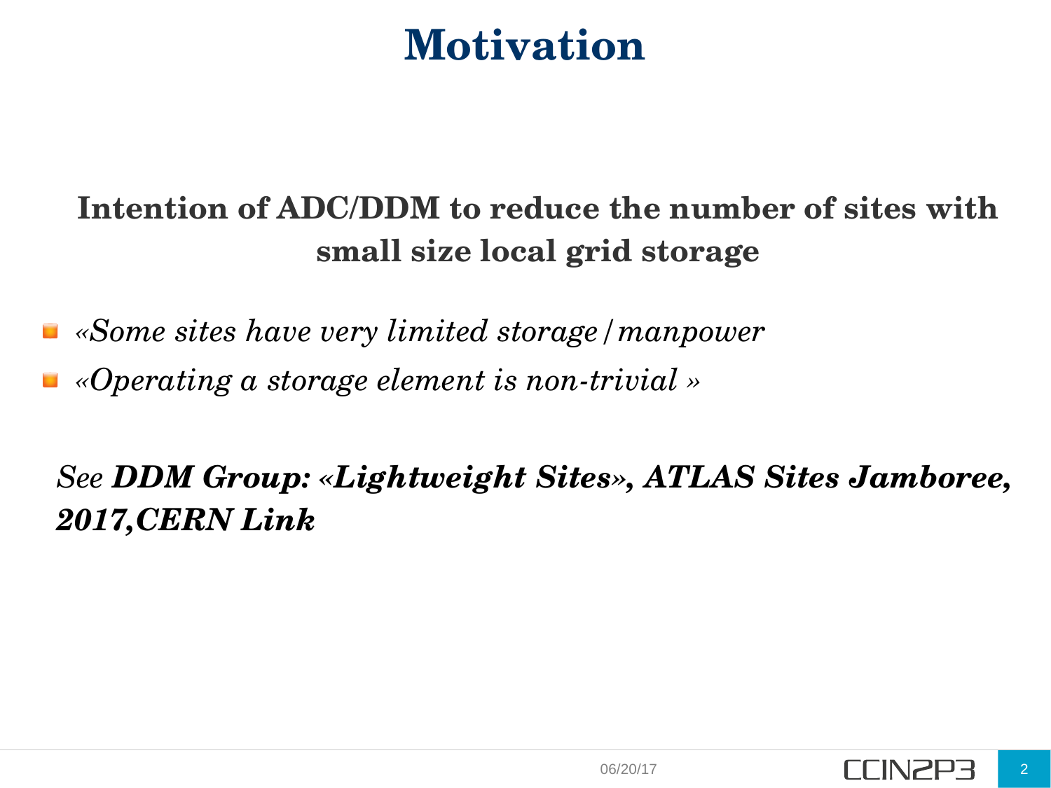# Motivation

**Intention of ADC/DDM to reduce the number of sites with small size local grid storage**

- *«Some sites have very limited storage/manpower*
- *«Operating a storage element is non-trivial »*

*See **DDM Group: «Lightweight Sites», ATLAS Sites Jamboree, 2017,CERN Link***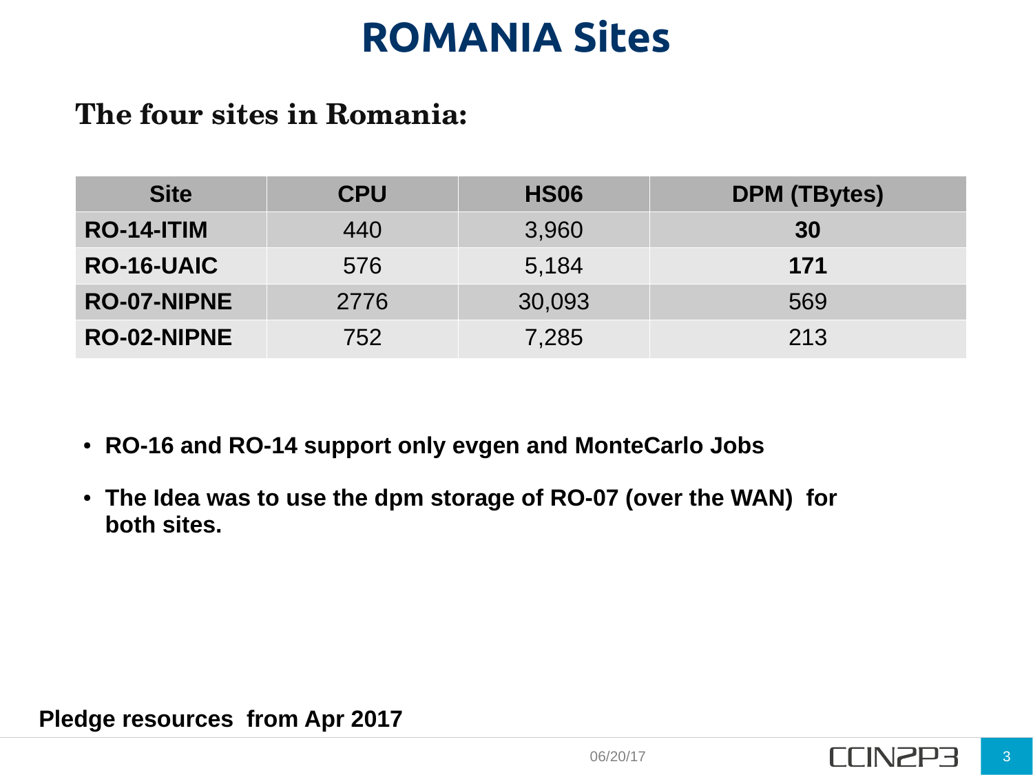# ROMANIA Sites

## The four sites in Romania:

| Site | CPU | HS06 | DPM (TBytes) |
|---|---|---|---|
| **RO-14-ITIM** | 440 | 3,960 | **30** |
| **RO-16-UAIC** | 576 | 5,184 | **171** |
| **RO-07-NIPNE** | 2776 | 30,093 | 569 |
| **RO-02-NIPNE** | 752 | 7,285 | 213 |

- **RO-16 and RO-14 support only evgen and MonteCarlo Jobs**
- **The Idea was to use the dpm storage of RO-07 (over the WAN) for both sites.**

**Pledge resources from Apr 2017**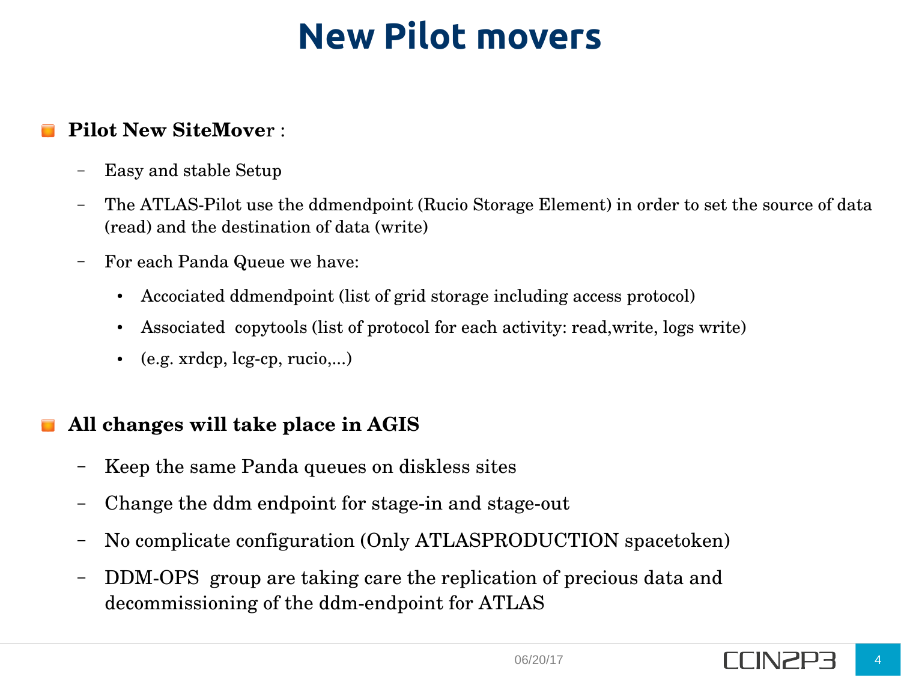# New Pilot movers

- **Pilot New SiteMove**r :
  - Easy and stable Setup
  - The ATLAS-Pilot use the ddmendpoint (Rucio Storage Element) in order to set the source of data (read) and the destination of data (write)
  - For each Panda Queue we have:
    - Accociated ddmendpoint (list of grid storage including access protocol)
    - Associated copytools (list of protocol for each activity: read,write, logs write)
    - (e.g. xrdcp, lcg-cp, rucio,...)

- **All changes will take place in AGIS**
  - Keep the same Panda queues on diskless sites
  - Change the ddm endpoint for stage-in and stage-out
  - No complicate configuration (Only ATLASPRODUCTION spacetoken)
  - DDM-OPS group are taking care the replication of precious data and decommissioning of the ddm-endpoint for ATLAS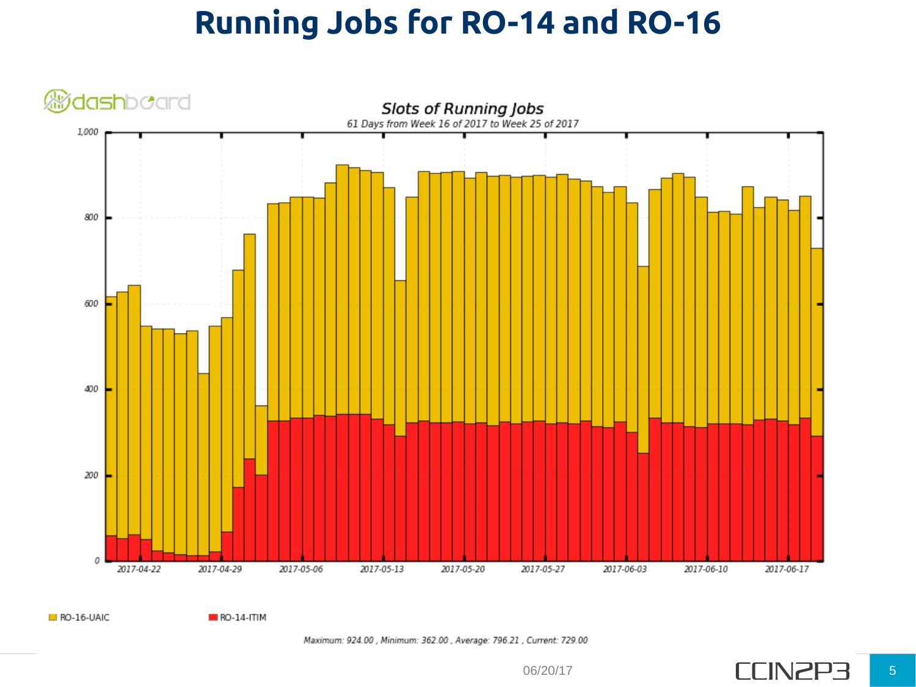# Running Jobs for RO-14 and RO-16

dashboard

*Slots of Running Jobs*

*61 Days from Week 16 of 2017 to Week 25 of 2017*

RO-16-UAIC    RO-14-ITIM

*Maximum: 924.00 , Minimum: 362.00 , Average: 796.21 , Current: 729.00*

06/20/17

CCIN2P3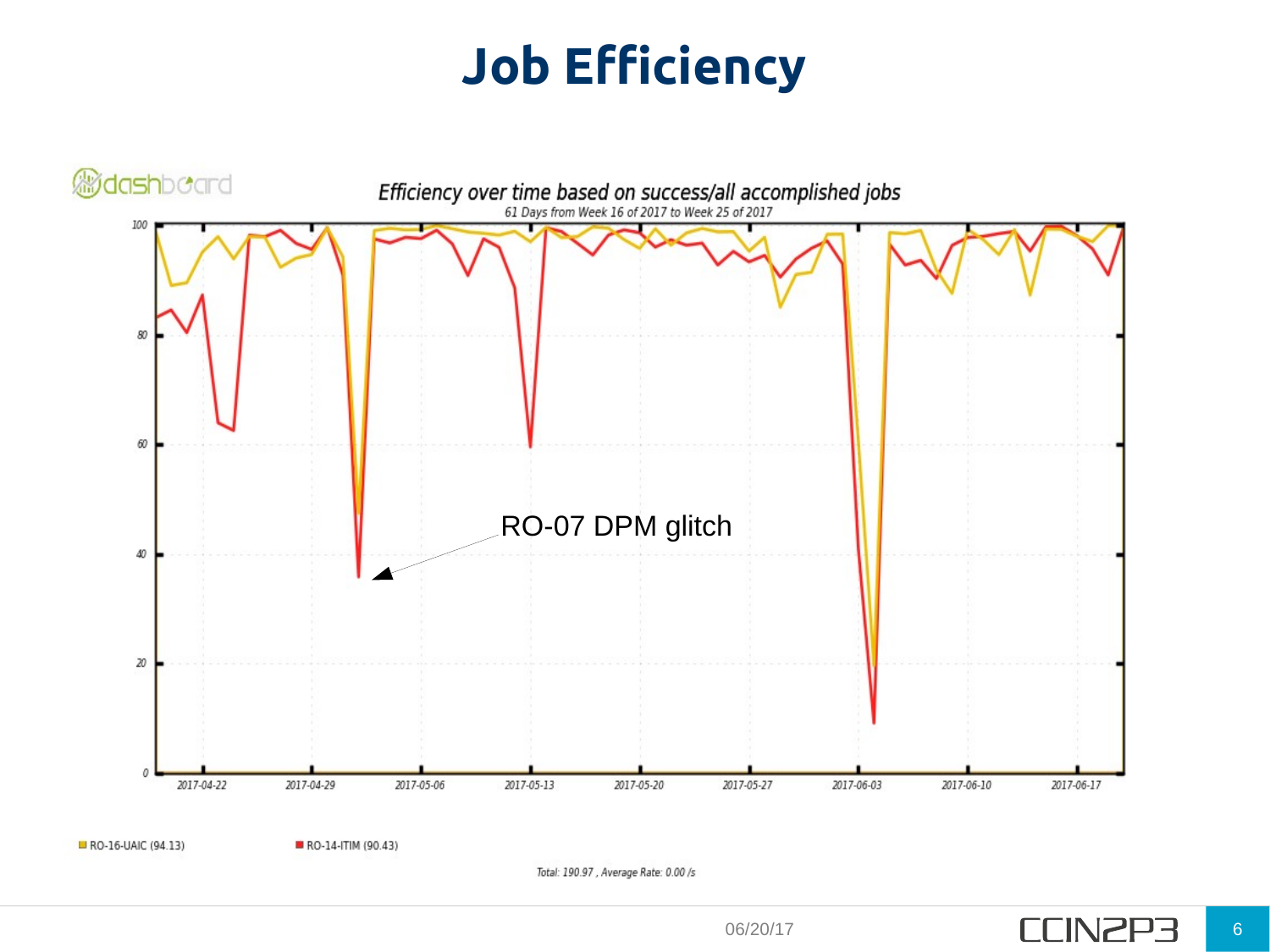# Job Efficiency

*Efficiency over time based on success/all accomplished jobs*

61 Days from Week 16 of 2017 to Week 25 of 2017

RO-07 DPM glitch

RO-16-UAIC (94.13)   RO-14-ITIM (90.43)

Total: 190.97 , Average Rate: 0.00 /s

06/20/17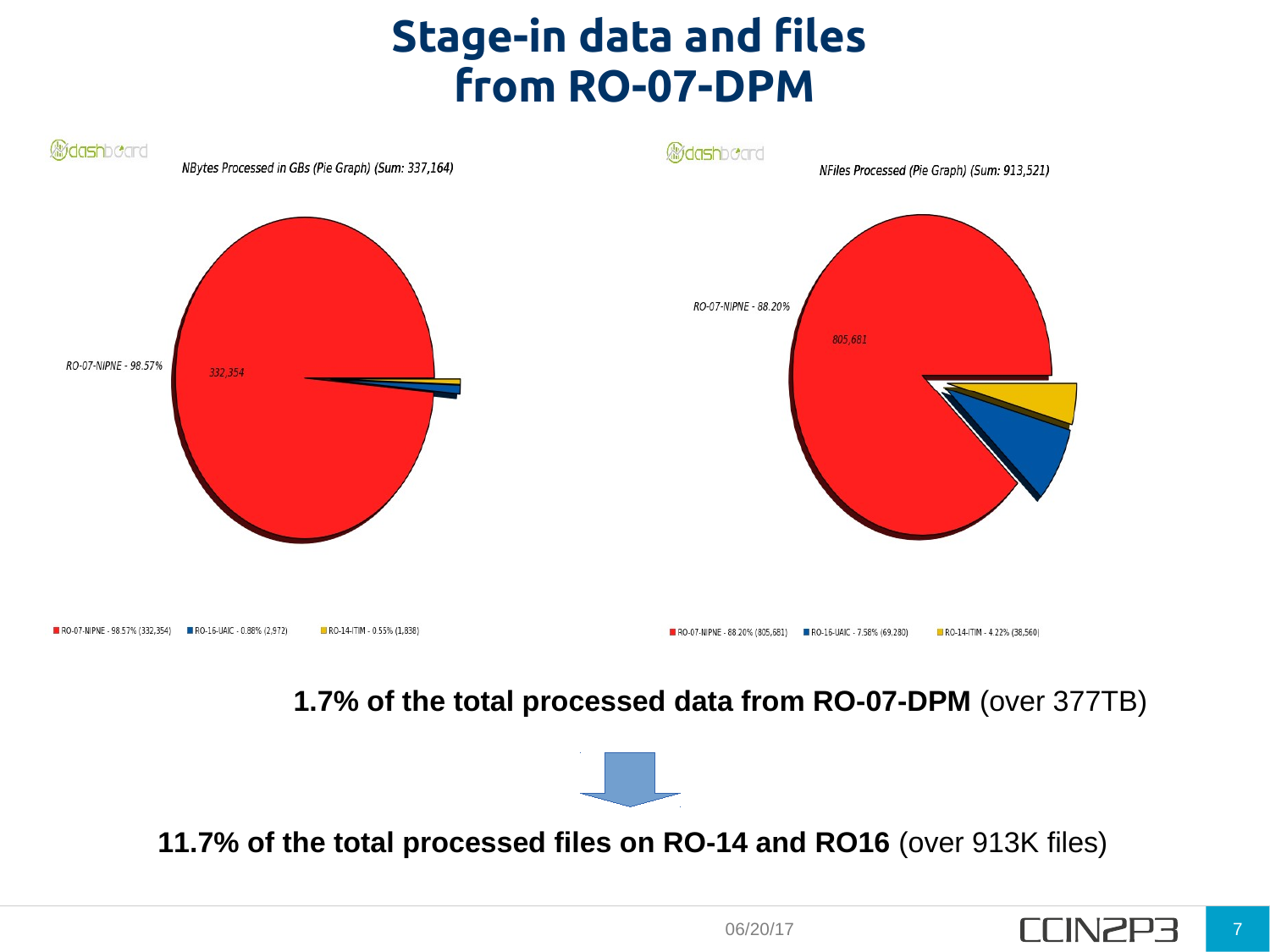# Stage-in data and files from RO-07-DPM

dashboard

*NBytes Processed in GBs (Pie Graph) (Sum: 337,164)*

RO-07-NIPNE - 98.57%

332,354

RO-07-NIPNE - 98.57% (332,354) RO-16-UAIC - 0.88% (2,972) RO-14-ITIM - 0.55% (1,838)

dashboard

*NFiles Processed (Pie Graph) (Sum: 913,521)*

RO-07-NIPNE - 88.20%

805,681

RO-07-NIPNE - 88.20% (805,681) RO-16-UAIC - 7.58% (69,280) RO-14-ITIM - 4.22% (38,560)

**1.7% of the total processed data from RO-07-DPM** (over 377TB)

**11.7% of the total processed files on RO-14 and RO16** (over 913K files)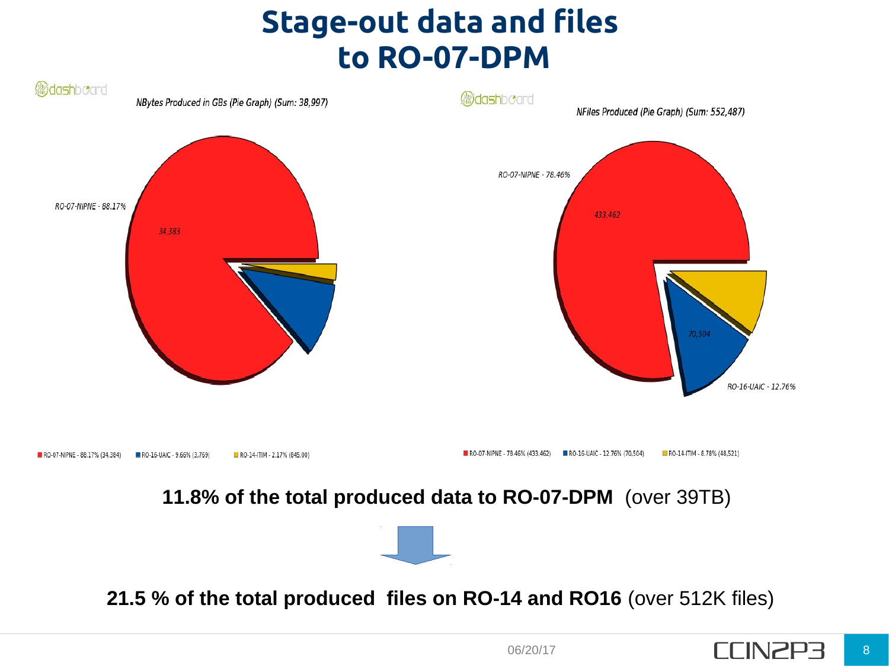# Stage-out data and files to RO-07-DPM

dashboard

*NBytes Produced in GBs (Pie Graph) (Sum: 38,997)*

RO-07-NIPNE - 88.17%

34,383

RO-07-NIPNE - 88.17% (34,384) RO-16-UAIC - 9.66% (3,769) RO-14-ITIM - 2.17% (845.00)

dashboard

*NFiles Produced (Pie Graph) (Sum: 552,487)*

RO-07-NIPNE - 78.46%

433,462

70,504

RO-16-UAIC - 12.76%

RO-07-NIPNE - 78.46% (433,462) RO-16-UAIC - 12.76% (70,504) RO-14-ITIM - 8.78% (48,521)

**11.8% of the total produced data to RO-07-DPM** (over 39TB)

**21.5 % of the total produced files on RO-14 and RO16** (over 512K files)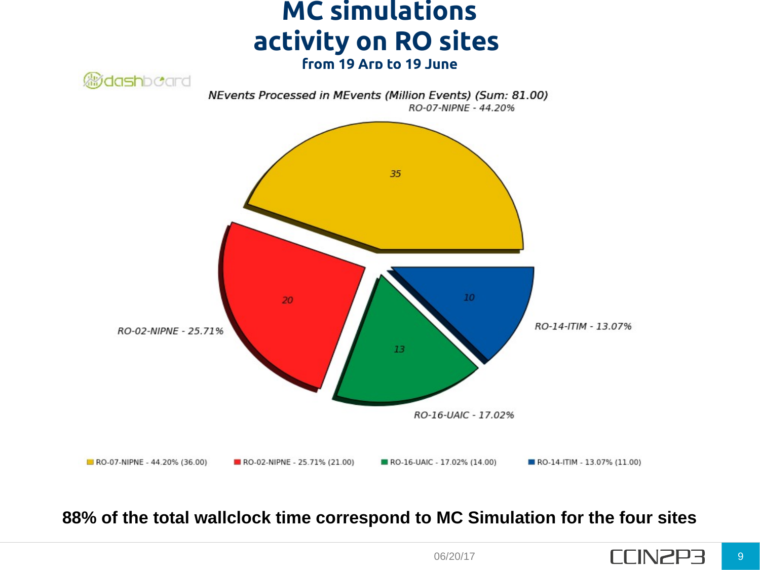# MC simulations activity on RO sites

### from 19 Arp to 19 June

dashboard

*NEvents Processed in MEvents (Million Events) (Sum: 81.00)*

RO-07-NIPNE - 44.20%

35

20

RO-02-NIPNE - 25.71%

10

RO-14-ITIM - 13.07%

13

RO-16-UAIC - 17.02%

RO-07-NIPNE - 44.20% (36.00) RO-02-NIPNE - 25.71% (21.00) RO-16-UAIC - 17.02% (14.00) RO-14-ITIM - 13.07% (11.00)

**88% of the total wallclock time correspond to MC Simulation for the four sites**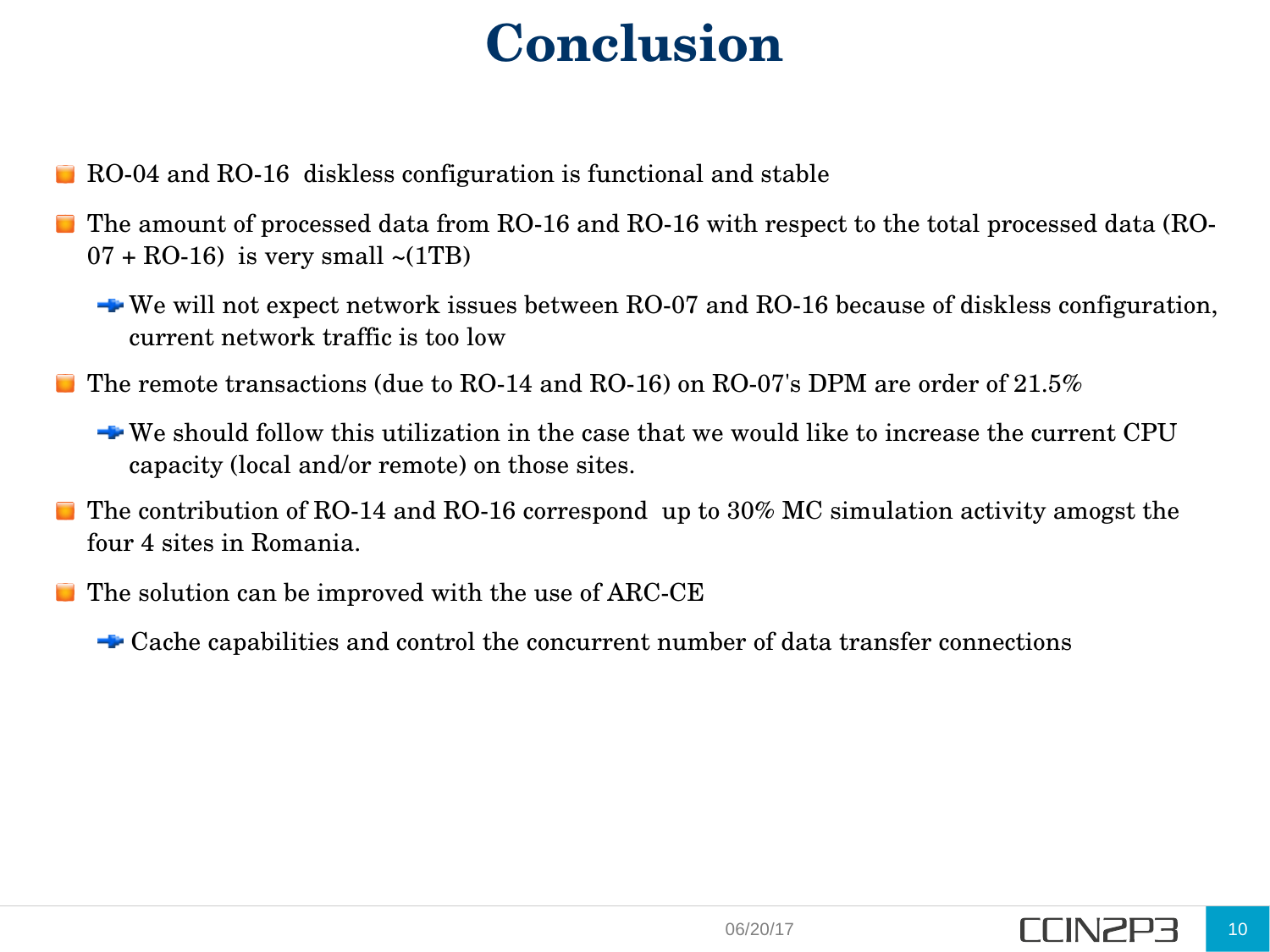# Conclusion

- RO-04 and RO-16  diskless configuration is functional and stable
- The amount of processed data from RO-16 and RO-16 with respect to the total processed data (RO-07 + RO-16)  is very small ~(1TB)
  - We will not expect network issues between RO-07 and RO-16 because of diskless configuration, current network traffic is too low
- The remote transactions (due to RO-14 and RO-16) on RO-07's DPM are order of 21.5%
  - We should follow this utilization in the case that we would like to increase the current CPU capacity (local and/or remote) on those sites.
- The contribution of RO-14 and RO-16 correspond  up to 30% MC simulation activity amogst the four 4 sites in Romania.
- The solution can be improved with the use of ARC-CE
  - Cache capabilities and control the concurrent number of data transfer connections